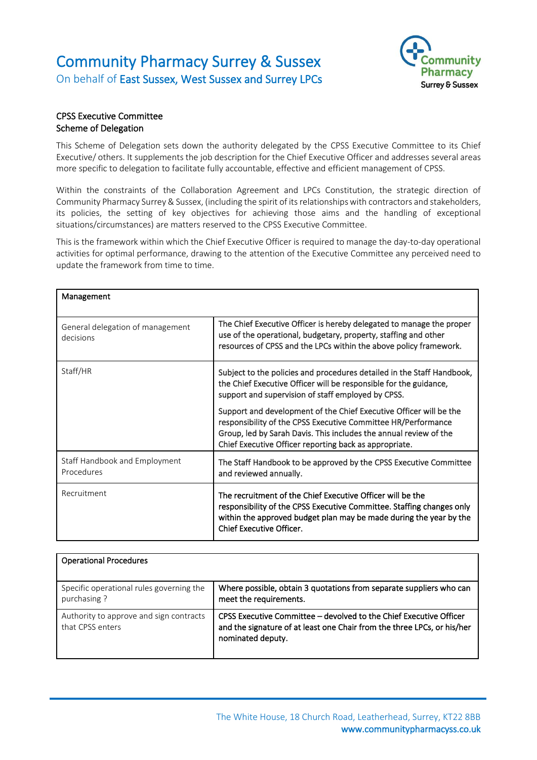# Community Pharmacy Surrey & Sussex

On behalf of **East Sussex, West Sussex and Surrey LPCs**

## CPSS Executive Committee
## Scheme of Delegation

This Scheme of Delegation sets down the authority delegated by the CPSS Executive Committee to its Chief Executive/ others. It supplements the job description for the Chief Executive Officer and addresses several areas more specific to delegation to facilitate fully accountable, effective and efficient management of CPSS.

Within the constraints of the Collaboration Agreement and LPCs Constitution, the strategic direction of Community Pharmacy Surrey & Sussex, (including the spirit of its relationships with contractors and stakeholders, its policies, the setting of key objectives for achieving those aims and the handling of exceptional situations/circumstances) are matters reserved to the CPSS Executive Committee.

This is the framework within which the Chief Executive Officer is required to manage the day-to-day operational activities for optimal performance, drawing to the attention of the Executive Committee any perceived need to update the framework from time to time.

| Management | |
|---|---|
| General delegation of management decisions | The Chief Executive Officer is hereby delegated to manage the proper use of the operational, budgetary, property, staffing and other resources of CPSS and the LPCs within the above policy framework. |
| Staff/HR | Subject to the policies and procedures detailed in the Staff Handbook, the Chief Executive Officer will be responsible for the guidance, support and supervision of staff employed by CPSS.<br><br>Support and development of the Chief Executive Officer will be the responsibility of the CPSS Executive Committee HR/Performance Group, led by Sarah Davis. This includes the annual review of the Chief Executive Officer reporting back as appropriate. |
| Staff Handbook and Employment Procedures | The Staff Handbook to be approved by the CPSS Executive Committee and reviewed annually. |
| Recruitment | The recruitment of the Chief Executive Officer will be the responsibility of the CPSS Executive Committee. Staffing changes only within the approved budget plan may be made during the year by the Chief Executive Officer. |

| Operational Procedures | |
|---|---|
| Specific operational rules governing the purchasing ? | Where possible, obtain 3 quotations from separate suppliers who can meet the requirements. |
| Authority to approve and sign contracts that CPSS enters | CPSS Executive Committee – devolved to the Chief Executive Officer and the signature of at least one Chair from the three LPCs, or his/her nominated deputy. |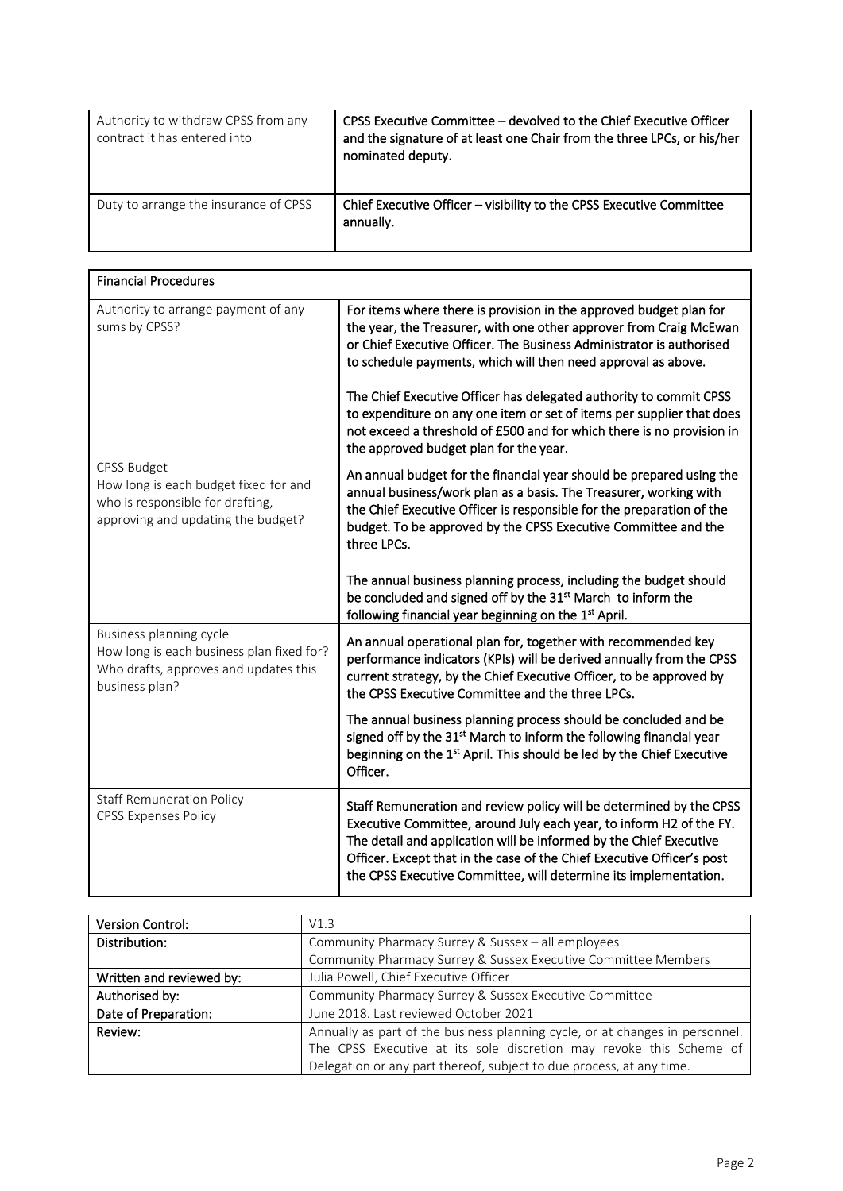| | |
|---|---|
| Authority to withdraw CPSS from any contract it has entered into | **CPSS Executive Committee – devolved to the Chief Executive Officer and the signature of at least one Chair from the three LPCs, or his/her nominated deputy.** |
| Duty to arrange the insurance of CPSS | **Chief Executive Officer – visibility to the CPSS Executive Committee annually.** |

| Financial Procedures | |
|---|---|
| Authority to arrange payment of any sums by CPSS? | **For items where there is provision in the approved budget plan for the year, the Treasurer, with one other approver from Craig McEwan or Chief Executive Officer. The Business Administrator is authorised to schedule payments, which will then need approval as above.**<br><br>**The Chief Executive Officer has delegated authority to commit CPSS to expenditure on any one item or set of items per supplier that does not exceed a threshold of £500 and for which there is no provision in the approved budget plan for the year.** |
| CPSS Budget<br>How long is each budget fixed for and who is responsible for drafting, approving and updating the budget? | **An annual budget for the financial year should be prepared using the annual business/work plan as a basis. The Treasurer, working with the Chief Executive Officer is responsible for the preparation of the budget. To be approved by the CPSS Executive Committee and the three LPCs.**<br><br>**The annual business planning process, including the budget should be concluded and signed off by the 31st March to inform the following financial year beginning on the 1st April.** |
| Business planning cycle<br>How long is each business plan fixed for? Who drafts, approves and updates this business plan? | **An annual operational plan for, together with recommended key performance indicators (KPIs) will be derived annually from the CPSS current strategy, by the Chief Executive Officer, to be approved by the CPSS Executive Committee and the three LPCs.**<br><br>**The annual business planning process should be concluded and be signed off by the 31st March to inform the following financial year beginning on the 1st April. This should be led by the Chief Executive Officer.** |
| Staff Remuneration Policy<br>CPSS Expenses Policy | **Staff Remuneration and review policy will be determined by the CPSS Executive Committee, around July each year, to inform H2 of the FY. The detail and application will be informed by the Chief Executive Officer. Except that in the case of the Chief Executive Officer's post the CPSS Executive Committee, will determine its implementation.** |

| | |
|---|---|
| **Version Control:** | V1.3 |
| **Distribution:** | Community Pharmacy Surrey & Sussex – all employees<br>Community Pharmacy Surrey & Sussex Executive Committee Members |
| **Written and reviewed by:** | Julia Powell, Chief Executive Officer |
| **Authorised by:** | Community Pharmacy Surrey & Sussex Executive Committee |
| **Date of Preparation:** | June 2018. Last reviewed October 2021 |
| **Review:** | Annually as part of the business planning cycle, or at changes in personnel. The CPSS Executive at its sole discretion may revoke this Scheme of Delegation or any part thereof, subject to due process, at any time. |